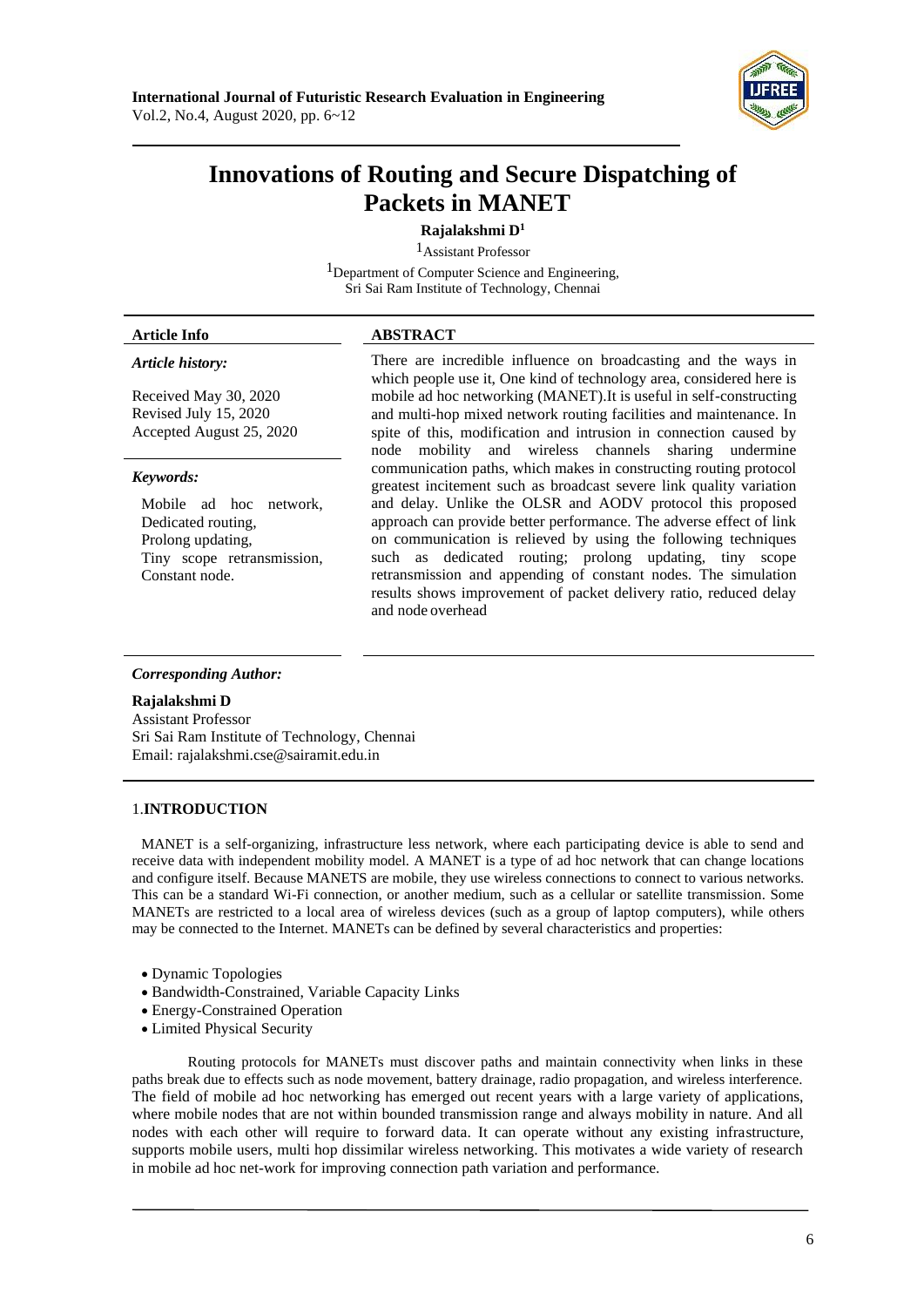# Innovations of Routing and Secure Dispatching of Packets in MANET

**Rajalakshmi D[1]**

[1]Assistant Professor

[1]Department of Computer Science and Engineering,
Sri Sai Ram Institute of Technology, Chennai

**Article Info**

***Article history:***

Received May 30, 2020
Revised July 15, 2020
Accepted August 25, 2020

***Keywords:***

Mobile ad hoc network,
Dedicated routing,
Prolong updating,
Tiny scope retransmission,
Constant node.

**ABSTRACT**

There are incredible influence on broadcasting and the ways in which people use it, One kind of technology area, considered here is mobile ad hoc networking (MANET).It is useful in self-constructing and multi-hop mixed network routing facilities and maintenance. In spite of this, modification and intrusion in connection caused by node mobility and wireless channels sharing undermine communication paths, which makes in constructing routing protocol greatest incitement such as broadcast severe link quality variation and delay. Unlike the OLSR and AODV protocol this proposed approach can provide better performance. The adverse effect of link on communication is relieved by using the following techniques such as dedicated routing; prolong updating, tiny scope retransmission and appending of constant nodes. The simulation results shows improvement of packet delivery ratio, reduced delay and node overhead

***Corresponding Author:***

**Rajalakshmi D**
Assistant Professor
Sri Sai Ram Institute of Technology, Chennai
Email: rajalakshmi.cse@sairamit.edu.in

## 1.INTRODUCTION

MANET is a self-organizing, infrastructure less network, where each participating device is able to send and receive data with independent mobility model. A MANET is a type of ad hoc network that can change locations and configure itself. Because MANETS are mobile, they use wireless connections to connect to various networks. This can be a standard Wi-Fi connection, or another medium, such as a cellular or satellite transmission. Some MANETs are restricted to a local area of wireless devices (such as a group of laptop computers), while others may be connected to the Internet. MANETs can be defined by several characteristics and properties:

- Dynamic Topologies
- Bandwidth-Constrained, Variable Capacity Links
- Energy-Constrained Operation
- Limited Physical Security

Routing protocols for MANETs must discover paths and maintain connectivity when links in these paths break due to effects such as node movement, battery drainage, radio propagation, and wireless interference. The field of mobile ad hoc networking has emerged out recent years with a large variety of applications, where mobile nodes that are not within bounded transmission range and always mobility in nature. And all nodes with each other will require to forward data. It can operate without any existing infrastructure, supports mobile users, multi hop dissimilar wireless networking. This motivates a wide variety of research in mobile ad hoc net-work for improving connection path variation and performance.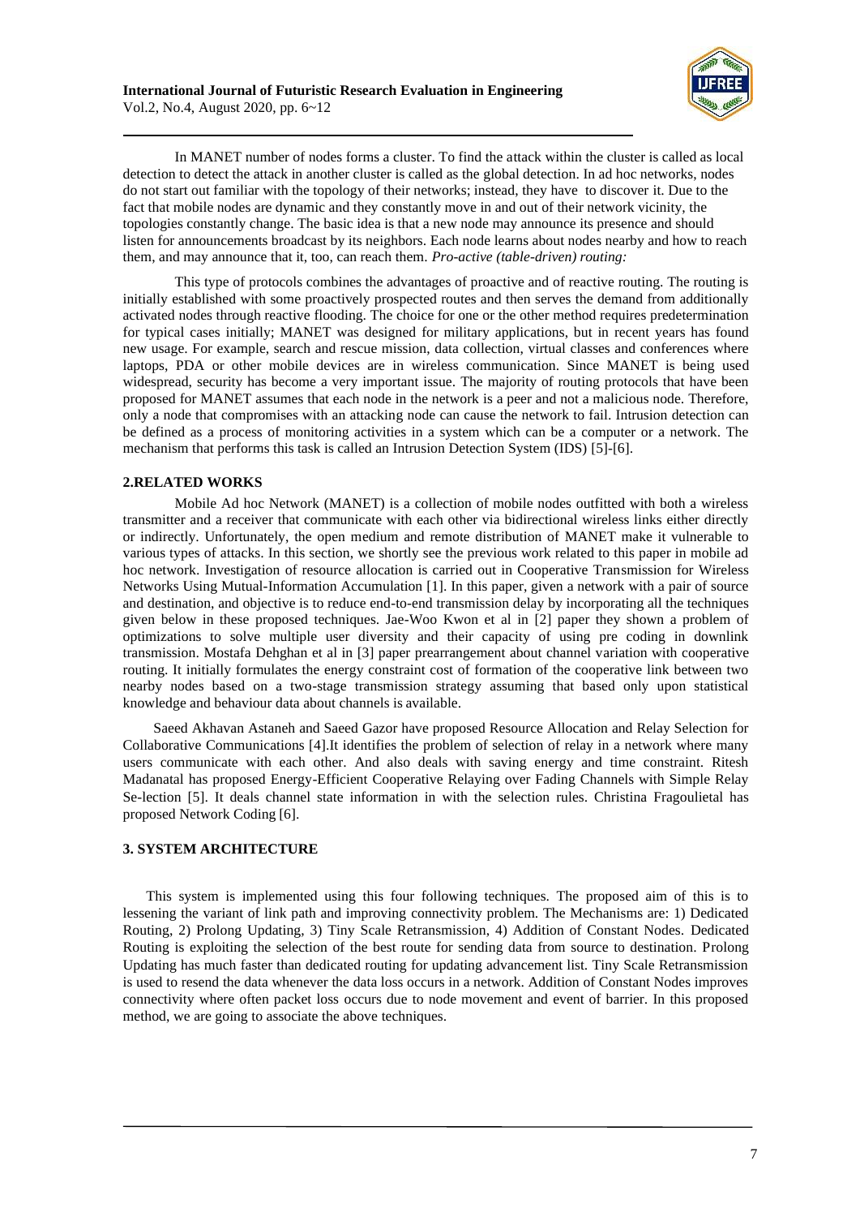In MANET number of nodes forms a cluster. To find the attack within the cluster is called as local detection to detect the attack in another cluster is called as the global detection. In ad hoc networks, nodes do not start out familiar with the topology of their networks; instead, they have to discover it. Due to the fact that mobile nodes are dynamic and they constantly move in and out of their network vicinity, the topologies constantly change. The basic idea is that a new node may announce its presence and should listen for announcements broadcast by its neighbors. Each node learns about nodes nearby and how to reach them, and may announce that it, too, can reach them. *Pro-active (table-driven) routing:*

This type of protocols combines the advantages of proactive and of reactive routing. The routing is initially established with some proactively prospected routes and then serves the demand from additionally activated nodes through reactive flooding. The choice for one or the other method requires predetermination for typical cases initially; MANET was designed for military applications, but in recent years has found new usage. For example, search and rescue mission, data collection, virtual classes and conferences where laptops, PDA or other mobile devices are in wireless communication. Since MANET is being used widespread, security has become a very important issue. The majority of routing protocols that have been proposed for MANET assumes that each node in the network is a peer and not a malicious node. Therefore, only a node that compromises with an attacking node can cause the network to fail. Intrusion detection can be defined as a process of monitoring activities in a system which can be a computer or a network. The mechanism that performs this task is called an Intrusion Detection System (IDS) [5]-[6].

## 2.RELATED WORKS

Mobile Ad hoc Network (MANET) is a collection of mobile nodes outfitted with both a wireless transmitter and a receiver that communicate with each other via bidirectional wireless links either directly or indirectly. Unfortunately, the open medium and remote distribution of MANET make it vulnerable to various types of attacks. In this section, we shortly see the previous work related to this paper in mobile ad hoc network. Investigation of resource allocation is carried out in Cooperative Transmission for Wireless Networks Using Mutual-Information Accumulation [1]. In this paper, given a network with a pair of source and destination, and objective is to reduce end-to-end transmission delay by incorporating all the techniques given below in these proposed techniques. Jae-Woo Kwon et al in [2] paper they shown a problem of optimizations to solve multiple user diversity and their capacity of using pre coding in downlink transmission. Mostafa Dehghan et al in [3] paper prearrangement about channel variation with cooperative routing. It initially formulates the energy constraint cost of formation of the cooperative link between two nearby nodes based on a two-stage transmission strategy assuming that based only upon statistical knowledge and behaviour data about channels is available.

Saeed Akhavan Astaneh and Saeed Gazor have proposed Resource Allocation and Relay Selection for Collaborative Communications [4].It identifies the problem of selection of relay in a network where many users communicate with each other. And also deals with saving energy and time constraint. Ritesh Madanatal has proposed Energy-Efficient Cooperative Relaying over Fading Channels with Simple Relay Se-lection [5]. It deals channel state information in with the selection rules. Christina Fragoulietal has proposed Network Coding [6].

## 3. SYSTEM ARCHITECTURE

This system is implemented using this four following techniques. The proposed aim of this is to lessening the variant of link path and improving connectivity problem. The Mechanisms are: 1) Dedicated Routing, 2) Prolong Updating, 3) Tiny Scale Retransmission, 4) Addition of Constant Nodes. Dedicated Routing is exploiting the selection of the best route for sending data from source to destination. Prolong Updating has much faster than dedicated routing for updating advancement list. Tiny Scale Retransmission is used to resend the data whenever the data loss occurs in a network. Addition of Constant Nodes improves connectivity where often packet loss occurs due to node movement and event of barrier. In this proposed method, we are going to associate the above techniques.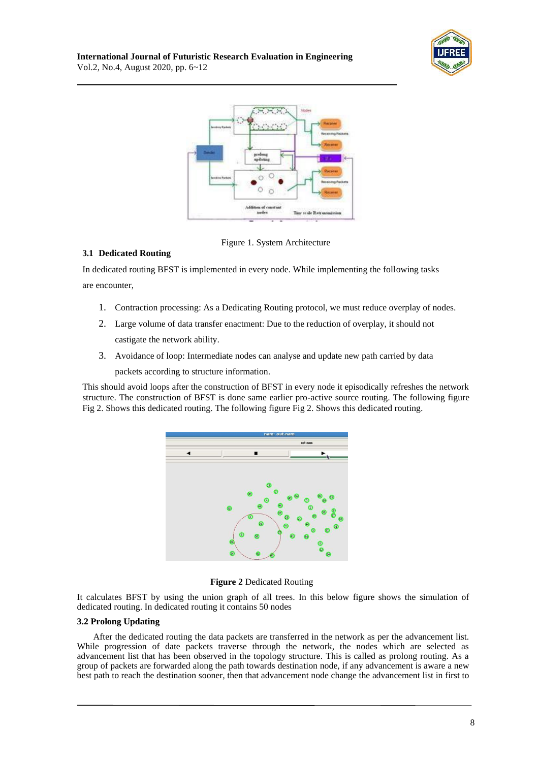Figure 1. System Architecture

### 3.1 Dedicated Routing

In dedicated routing BFST is implemented in every node. While implementing the following tasks are encounter,

1. Contraction processing: As a Dedicating Routing protocol, we must reduce overplay of nodes.
2. Large volume of data transfer enactment: Due to the reduction of overplay, it should not castigate the network ability.
3. Avoidance of loop: Intermediate nodes can analyse and update new path carried by data packets according to structure information.

This should avoid loops after the construction of BFST in every node it episodically refreshes the network structure. The construction of BFST is done same earlier pro-active source routing. The following figure Fig 2. Shows this dedicated routing. The following figure Fig 2. Shows this dedicated routing.

**Figure 2** Dedicated Routing

It calculates BFST by using the union graph of all trees. In this below figure shows the simulation of dedicated routing. In dedicated routing it contains 50 nodes

### 3.2 Prolong Updating

After the dedicated routing the data packets are transferred in the network as per the advancement list. While progression of date packets traverse through the network, the nodes which are selected as advancement list that has been observed in the topology structure. This is called as prolong routing. As a group of packets are forwarded along the path towards destination node, if any advancement is aware a new best path to reach the destination sooner, then that advancement node change the advancement list in first to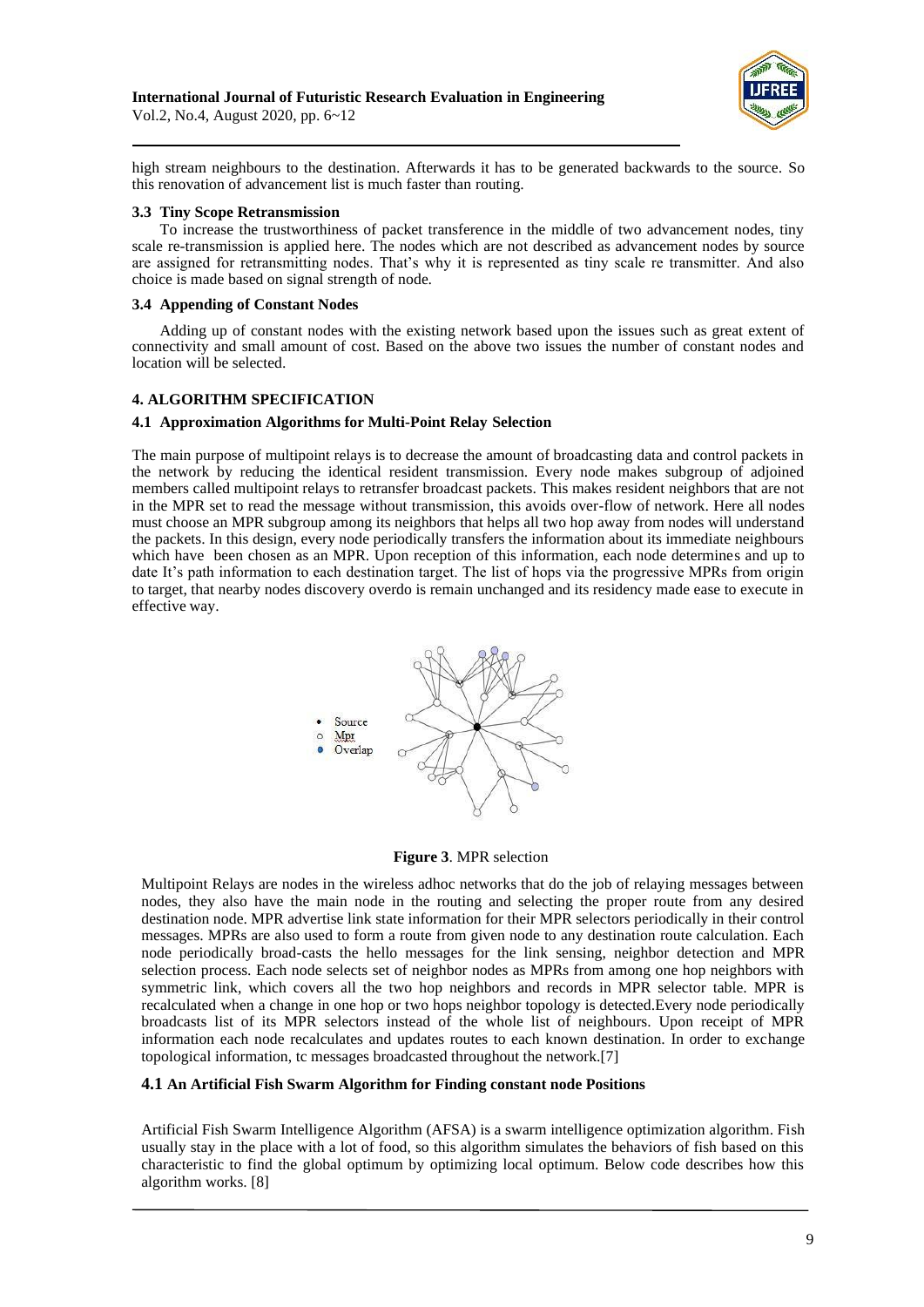high stream neighbours to the destination. Afterwards it has to be generated backwards to the source. So this renovation of advancement list is much faster than routing.

### 3.3 Tiny Scope Retransmission

To increase the trustworthiness of packet transference in the middle of two advancement nodes, tiny scale re-transmission is applied here. The nodes which are not described as advancement nodes by source are assigned for retransmitting nodes. That's why it is represented as tiny scale re transmitter. And also choice is made based on signal strength of node.

### 3.4 Appending of Constant Nodes

Adding up of constant nodes with the existing network based upon the issues such as great extent of connectivity and small amount of cost. Based on the above two issues the number of constant nodes and location will be selected.

## 4. ALGORITHM SPECIFICATION

### 4.1 Approximation Algorithms for Multi-Point Relay Selection

The main purpose of multipoint relays is to decrease the amount of broadcasting data and control packets in the network by reducing the identical resident transmission. Every node makes subgroup of adjoined members called multipoint relays to retransfer broadcast packets. This makes resident neighbors that are not in the MPR set to read the message without transmission, this avoids over-flow of network. Here all nodes must choose an MPR subgroup among its neighbors that helps all two hop away from nodes will understand the packets. In this design, every node periodically transfers the information about its immediate neighbours which have been chosen as an MPR. Upon reception of this information, each node determines and up to date It's path information to each destination target. The list of hops via the progressive MPRs from origin to target, that nearby nodes discovery overdo is remain unchanged and its residency made ease to execute in effective way.

**Figure 3**. MPR selection

Multipoint Relays are nodes in the wireless adhoc networks that do the job of relaying messages between nodes, they also have the main node in the routing and selecting the proper route from any desired destination node. MPR advertise link state information for their MPR selectors periodically in their control messages. MPRs are also used to form a route from given node to any destination route calculation. Each node periodically broad-casts the hello messages for the link sensing, neighbor detection and MPR selection process. Each node selects set of neighbor nodes as MPRs from among one hop neighbors with symmetric link, which covers all the two hop neighbors and records in MPR selector table. MPR is recalculated when a change in one hop or two hops neighbor topology is detected.Every node periodically broadcasts list of its MPR selectors instead of the whole list of neighbours. Upon receipt of MPR information each node recalculates and updates routes to each known destination. In order to exchange topological information, tc messages broadcasted throughout the network.[7]

### 4.1 An Artificial Fish Swarm Algorithm for Finding constant node Positions

Artificial Fish Swarm Intelligence Algorithm (AFSA) is a swarm intelligence optimization algorithm. Fish usually stay in the place with a lot of food, so this algorithm simulates the behaviors of fish based on this characteristic to find the global optimum by optimizing local optimum. Below code describes how this algorithm works. [8]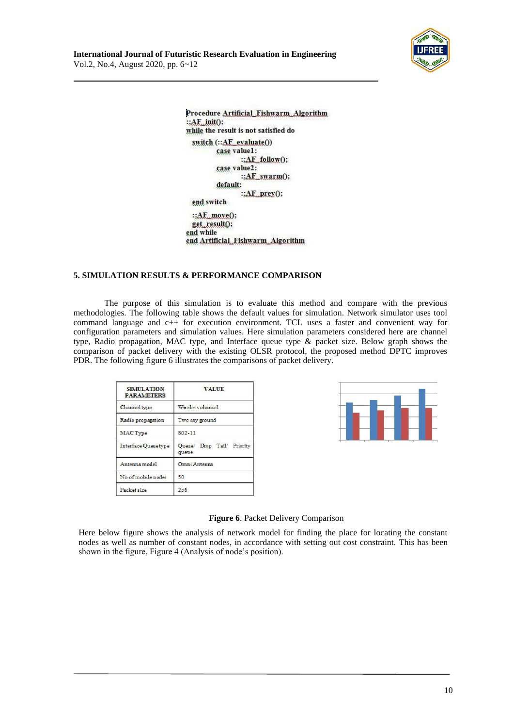```
Procedure Artificial_Fishwarm_Algorithm
::AF_init();
while the result is not satisfied do
  switch (::AF_evaluate())
        case value1:
              ::AF_follow();
        case value2:
              ::AF_swarm();
        default:
              ::AF_prey();
  end switch
  ::AF_move();
  get_result();
end while
end Artificial_Fishwarm_Algorithm
```

## 5. SIMULATION RESULTS & PERFORMANCE COMPARISON

The purpose of this simulation is to evaluate this method and compare with the previous methodologies. The following table shows the default values for simulation. Network simulator uses tool command language and c++ for execution environment. TCL uses a faster and convenient way for configuration parameters and simulation values. Here simulation parameters considered here are channel type, Radio propagation, MAC type, and Interface queue type & packet size. Below graph shows the comparison of packet delivery with the existing OLSR protocol, the proposed method DPTC improves PDR. The following figure 6 illustrates the comparisons of packet delivery.

| SIMULATION PARAMETERS | VALUE |
|---|---|
| Channel type | Wireless channel |
| Radio propagation | Two ray ground |
| MAC Type | 802-11 |
| Interface Queuetype | Queue/ Drop Tail/ Priority queue |
| Antenna model | Omni Antenna |
| No of mobile nodes | 50 |
| Packet size | 256 |

**Figure 6**. Packet Delivery Comparison

Here below figure shows the analysis of network model for finding the place for locating the constant nodes as well as number of constant nodes, in accordance with setting out cost constraint. This has been shown in the figure, Figure 4 (Analysis of node's position).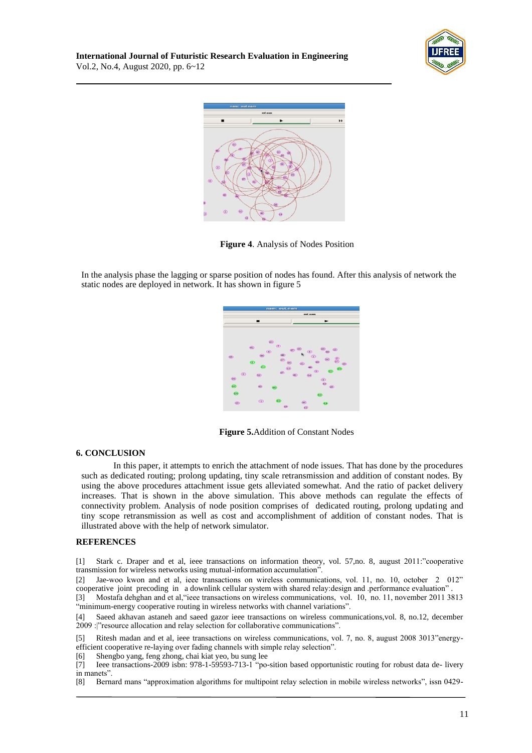**Figure 4**. Analysis of Nodes Position

In the analysis phase the lagging or sparse position of nodes has found. After this analysis of network the static nodes are deployed in network. It has shown in figure 5

**Figure 5.**Addition of Constant Nodes

## 6. CONCLUSION

In this paper, it attempts to enrich the attachment of node issues. That has done by the procedures such as dedicated routing; prolong updating, tiny scale retransmission and addition of constant nodes. By using the above procedures attachment issue gets alleviated somewhat. And the ratio of packet delivery increases. That is shown in the above simulation. This above methods can regulate the effects of connectivity problem. Analysis of node position comprises of dedicated routing, prolong updating and tiny scope retransmission as well as cost and accomplishment of addition of constant nodes. That is illustrated above with the help of network simulator.

## REFERENCES

[1] Stark c. Draper and et al, ieee transactions on information theory, vol. 57,no. 8, august 2011:"cooperative transmission for wireless networks using mutual-information accumulation".

[2] Jae-woo kwon and et al, ieee transactions on wireless communications, vol. 11, no. 10, october 2 012" cooperative joint precoding in a downlink cellular system with shared relay:design and .performance evaluation" .

[3] Mostafa dehghan and et al,"ieee transactions on wireless communications, vol. 10, no. 11, november 2011 3813 "minimum-energy cooperative routing in wireless networks with channel variations".

[4] Saeed akhavan astaneh and saeed gazor ieee transactions on wireless communications,vol. 8, no.12, december 2009 :|"resource allocation and relay selection for collaborative communications".

[5] Ritesh madan and et al, ieee transactions on wireless communications, vol. 7, no. 8, august 2008 3013"energy-efficient cooperative re-laying over fading channels with simple relay selection".

[6] Shengbo yang, feng zhong, chai kiat yeo, bu sung lee

[7] Ieee transactions-2009 isbn: 978-1-59593-713-1 "po-sition based opportunistic routing for robust data de- livery in manets".

[8] Bernard mans "approximation algorithms for multipoint relay selection in mobile wireless networks", issn 0429-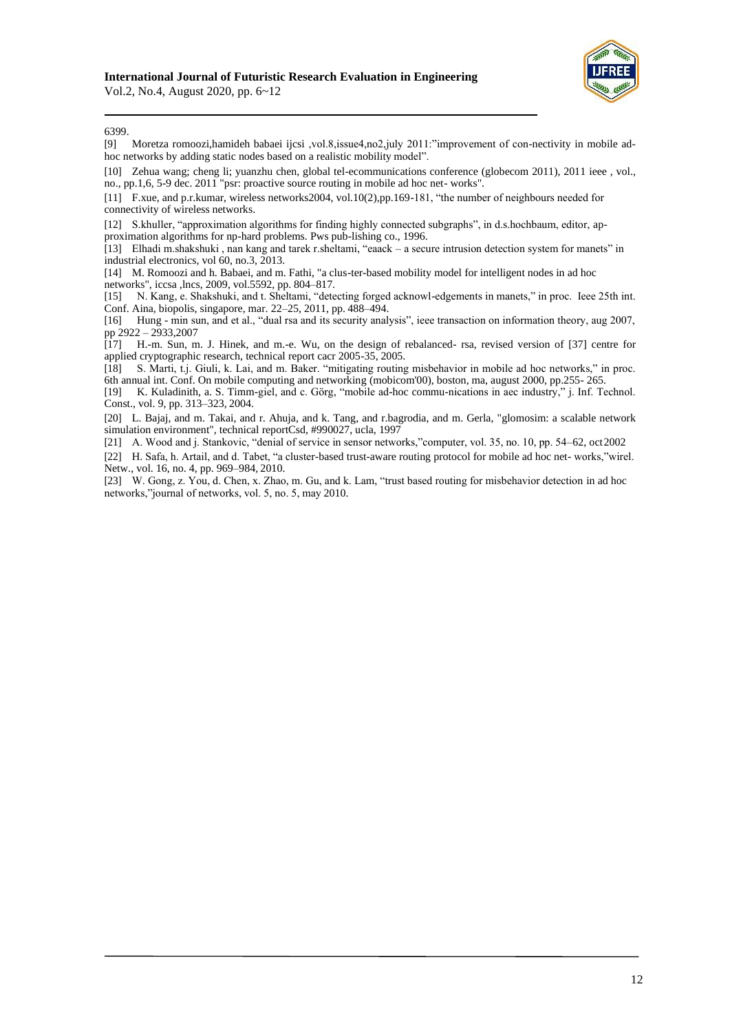6399.

[9] Moretza romoozi,hamideh babaei ijcsi ,vol.8,issue4,no2,july 2011:"improvement of con-nectivity in mobile ad-hoc networks by adding static nodes based on a realistic mobility model".

[10] Zehua wang; cheng li; yuanzhu chen, global tel-ecommunications conference (globecom 2011), 2011 ieee , vol., no., pp.1,6, 5-9 dec. 2011 "psr: proactive source routing in mobile ad hoc net- works".

[11] F.xue, and p.r.kumar, wireless networks2004, vol.10(2),pp.169-181, "the number of neighbours needed for connectivity of wireless networks.

[12] S.khuller, "approximation algorithms for finding highly connected subgraphs", in d.s.hochbaum, editor, ap-proximation algorithms for np-hard problems. Pws pub-lishing co., 1996.

[13] Elhadi m.shakshuki , nan kang and tarek r.sheltami, "eaack – a secure intrusion detection system for manets" in industrial electronics, vol 60, no.3, 2013.

[14] M. Romoozi and h. Babaei, and m. Fathi, "a clus-ter-based mobility model for intelligent nodes in ad hoc networks", iccsa ,lncs, 2009, vol.5592, pp. 804–817.

[15] N. Kang, e. Shakshuki, and t. Sheltami, "detecting forged acknowl-edgements in manets," in proc. Ieee 25th int. Conf. Aina, biopolis, singapore, mar. 22–25, 2011, pp. 488–494.

[16] Hung - min sun, and et al., "dual rsa and its security analysis", ieee transaction on information theory, aug 2007, pp 2922 – 2933,2007

[17] H.-m. Sun, m. J. Hinek, and m.-e. Wu, on the design of rebalanced- rsa, revised version of [37] centre for applied cryptographic research, technical report cacr 2005-35, 2005.

[18] S. Marti, t.j. Giuli, k. Lai, and m. Baker. "mitigating routing misbehavior in mobile ad hoc networks," in proc. 6th annual int. Conf. On mobile computing and networking (mobicom'00), boston, ma, august 2000, pp.255- 265.

[19] K. Kuladinith, a. S. Timm-giel, and c. Görg, "mobile ad-hoc commu-nications in aec industry," j. Inf. Technol. Const., vol. 9, pp. 313–323, 2004.

[20] L. Bajaj, and m. Takai, and r. Ahuja, and k. Tang, and r.bagrodia, and m. Gerla, "glomosim: a scalable network simulation environment", technical reportCsd, #990027, ucla, 1997

[21] A. Wood and j. Stankovic, "denial of service in sensor networks,"computer, vol. 35, no. 10, pp. 54–62, oct2002

[22] H. Safa, h. Artail, and d. Tabet, "a cluster-based trust-aware routing protocol for mobile ad hoc net- works,"wirel. Netw., vol. 16, no. 4, pp. 969–984, 2010.

[23] W. Gong, z. You, d. Chen, x. Zhao, m. Gu, and k. Lam, "trust based routing for misbehavior detection in ad hoc networks,"journal of networks, vol. 5, no. 5, may 2010.